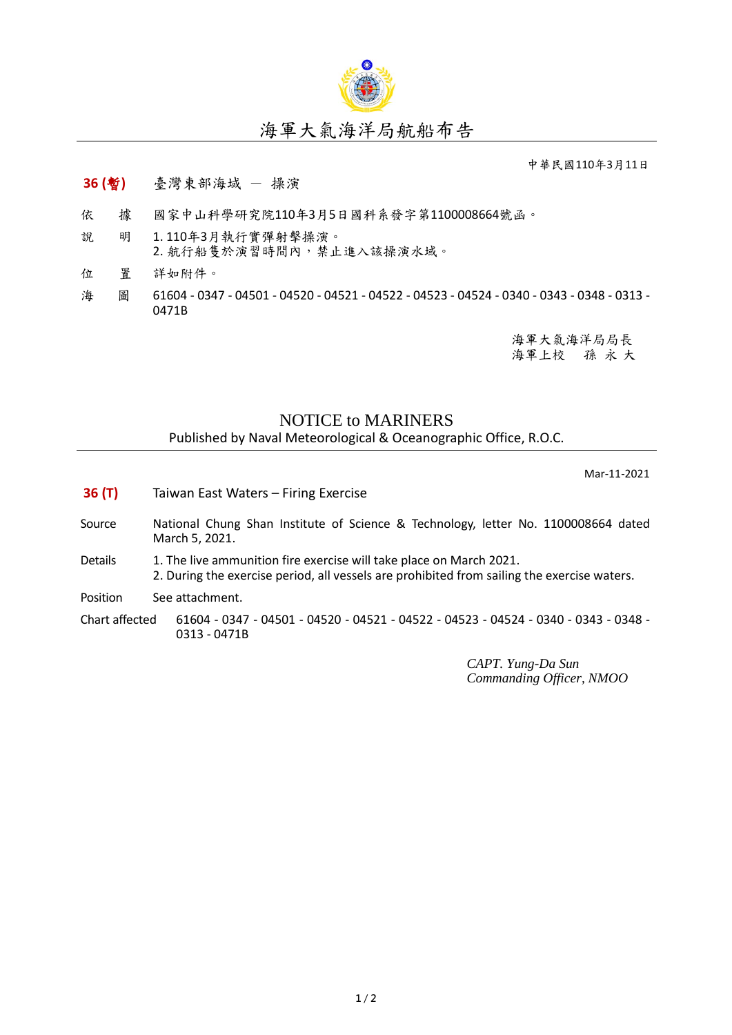# 海軍大氣海洋局航船布告

中華民國110年3月11日

**36 (暫)** 臺灣東部海域 － 操演

依　　據　國家中山科學研究院110年3月5日國科系發字第1100008664號函。

說　　明　1. 110年3月執行實彈射擊操演。
2. 航行船隻於演習時間內，禁止進入該操演水域。

位　　置　詳如附件。

海　　圖　61604 - 0347 - 04501 - 04520 - 04521 - 04522 - 04523 - 04524 - 0340 - 0343 - 0348 - 0313 - 0471B

海軍大氣海洋局局長
海軍上校　孫 永 大

# NOTICE to MARINERS

Published by Naval Meteorological & Oceanographic Office, R.O.C.

Mar-11-2021

**36 (T)** Taiwan East Waters – Firing Exercise

Source　National Chung Shan Institute of Science & Technology, letter No. 1100008664 dated March 5, 2021.

Details　1. The live ammunition fire exercise will take place on March 2021.
2. During the exercise period, all vessels are prohibited from sailing the exercise waters.

Position　See attachment.

Chart affected　61604 - 0347 - 04501 - 04520 - 04521 - 04522 - 04523 - 04524 - 0340 - 0343 - 0348 - 0313 - 0471B

*CAPT. Yung-Da Sun*
*Commanding Officer, NMOO*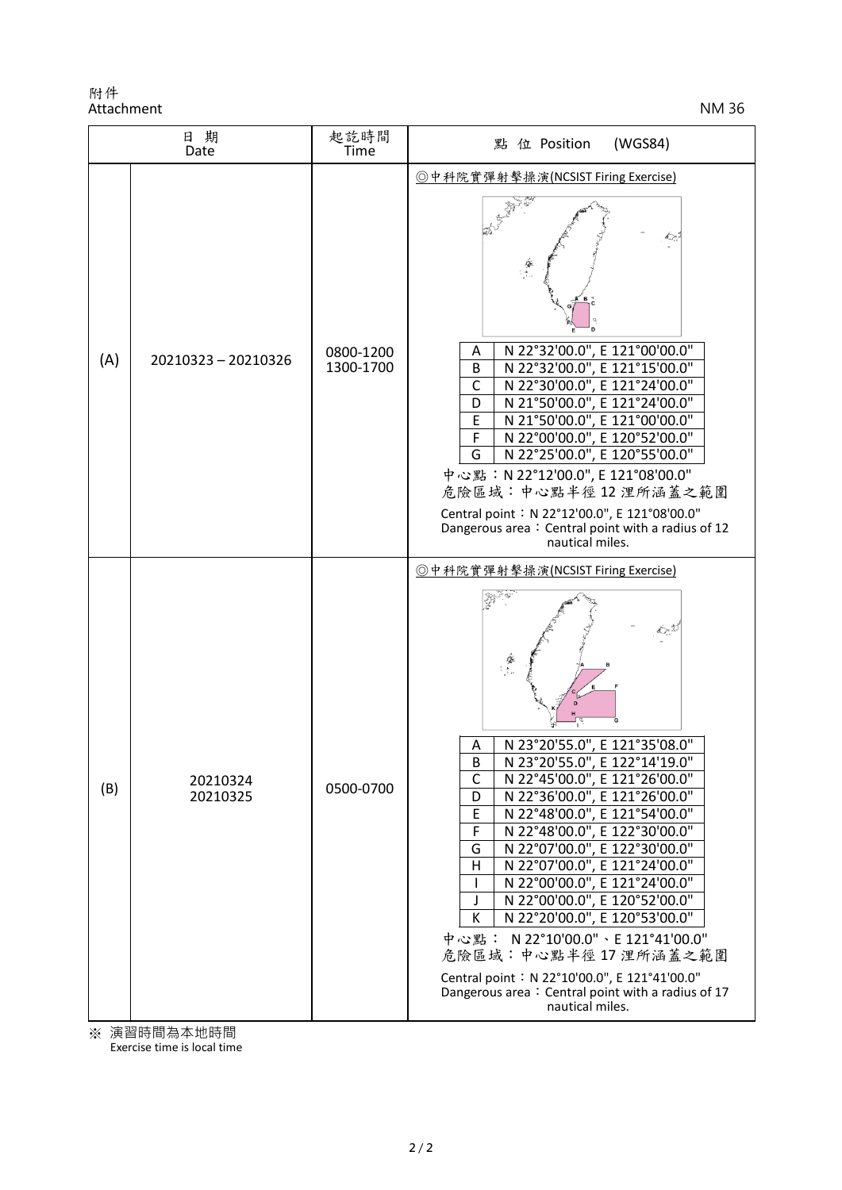附件
Attachment

NM 36

| 日 期<br>Date | | 起訖時間<br>Time | 點 位 Position (WGS84) |
|---|---|---|---|
| (A) | 20210323 – 20210326 | 0800-1200<br>1300-1700 | ◎中科院實彈射擊操演(NCSIST Firing Exercise)<br>A N 22°32'00.0", E 121°00'00.0"<br>B N 22°32'00.0", E 121°15'00.0"<br>C N 22°30'00.0", E 121°24'00.0"<br>D N 21°50'00.0", E 121°24'00.0"<br>E N 21°50'00.0", E 121°00'00.0"<br>F N 22°00'00.0", E 120°52'00.0"<br>G N 22°25'00.0", E 120°55'00.0"<br>中心點：N 22°12'00.0", E 121°08'00.0"<br>危險區域：中心點半徑 12 浬所涵蓋之範圍<br>Central point：N 22°12'00.0", E 121°08'00.0"<br>Dangerous area：Central point with a radius of 12 nautical miles. |
| (B) | 20210324<br>20210325 | 0500-0700 | ◎中科院實彈射擊操演(NCSIST Firing Exercise)<br>A N 23°20'55.0", E 121°35'08.0"<br>B N 23°20'55.0", E 122°14'19.0"<br>C N 22°45'00.0", E 121°26'00.0"<br>D N 22°36'00.0", E 121°26'00.0"<br>E N 22°48'00.0", E 121°54'00.0"<br>F N 22°48'00.0", E 122°30'00.0"<br>G N 22°07'00.0", E 122°30'00.0"<br>H N 22°07'00.0", E 121°24'00.0"<br>I N 22°00'00.0", E 121°24'00.0"<br>J N 22°00'00.0", E 120°52'00.0"<br>K N 22°20'00.0", E 120°53'00.0"<br>中心點： N 22°10'00.0"、E 121°41'00.0"<br>危險區域：中心點半徑 17 浬所涵蓋之範圍<br>Central point：N 22°10'00.0", E 121°41'00.0"<br>Dangerous area：Central point with a radius of 17 nautical miles. |

※ 演習時間為本地時間
Exercise time is local time